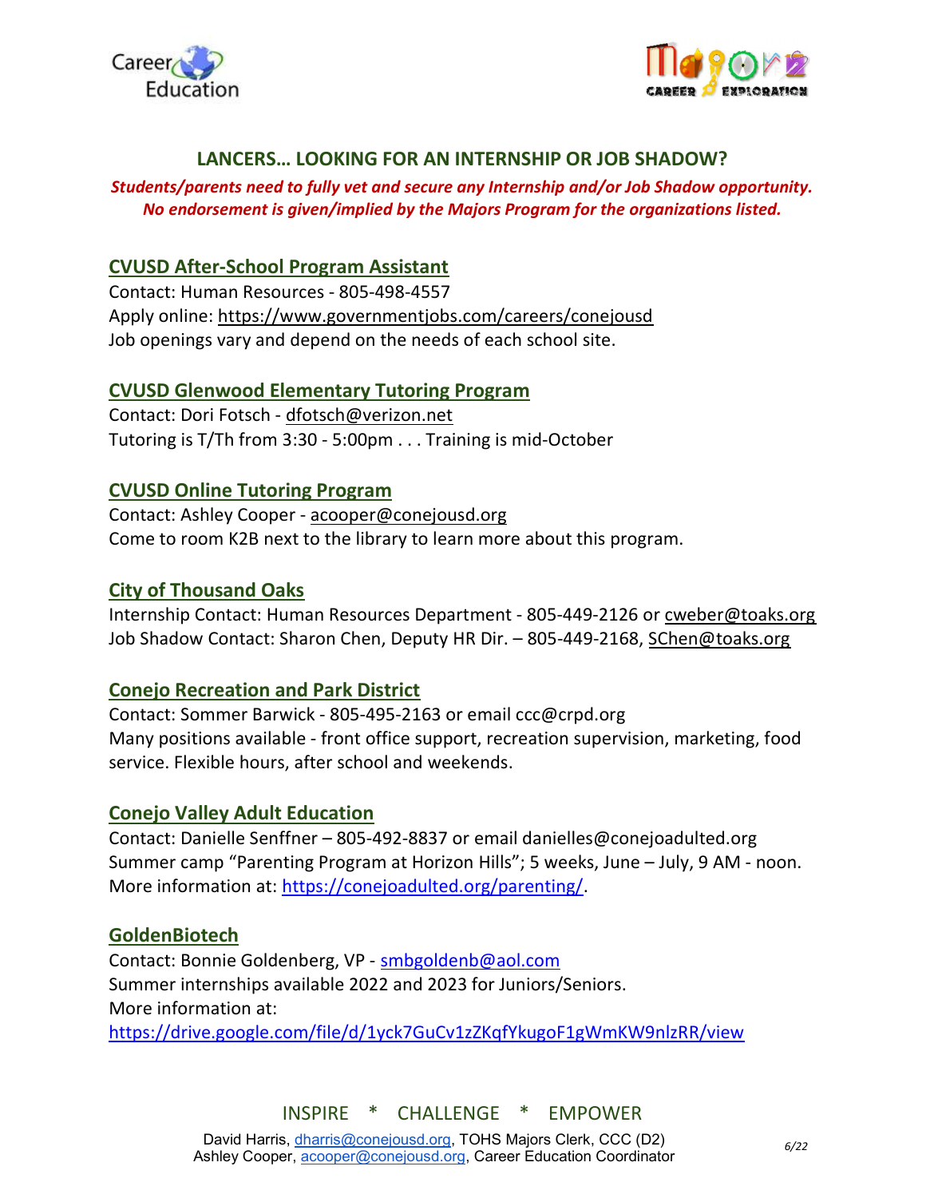## LANCERS… LOOKING FOR AN INTERNSHIP OR JOB SHADOW?

***Students/parents need to fully vet and secure any Internship and/or Job Shadow opportunity. No endorsement is given/implied by the Majors Program for the organizations listed.***

### CVUSD After-School Program Assistant

Contact: Human Resources - 805-498-4557
Apply online: https://www.governmentjobs.com/careers/conejousd
Job openings vary and depend on the needs of each school site.

### CVUSD Glenwood Elementary Tutoring Program

Contact: Dori Fotsch - dfotsch@verizon.net
Tutoring is T/Th from 3:30 - 5:00pm . . . Training is mid-October

### CVUSD Online Tutoring Program

Contact: Ashley Cooper - acooper@conejousd.org
Come to room K2B next to the library to learn more about this program.

### City of Thousand Oaks

Internship Contact: Human Resources Department - 805-449-2126 or cweber@toaks.org
Job Shadow Contact: Sharon Chen, Deputy HR Dir. – 805-449-2168, SChen@toaks.org

### Conejo Recreation and Park District

Contact: Sommer Barwick - 805-495-2163 or email ccc@crpd.org
Many positions available - front office support, recreation supervision, marketing, food service. Flexible hours, after school and weekends.

### Conejo Valley Adult Education

Contact: Danielle Senffner – 805-492-8837 or email danielles@conejoadulted.org
Summer camp "Parenting Program at Horizon Hills"; 5 weeks, June – July, 9 AM - noon.
More information at: https://conejoadulted.org/parenting/.

### GoldenBiotech

Contact: Bonnie Goldenberg, VP - smbgoldenb@aol.com
Summer internships available 2022 and 2023 for Juniors/Seniors.
More information at:
https://drive.google.com/file/d/1yck7GuCv1zZKqfYkugoF1gWmKW9nlzRR/view

INSPIRE * CHALLENGE * EMPOWER

David Harris, dharris@conejousd.org, TOHS Majors Clerk, CCC (D2)
Ashley Cooper, acooper@conejousd.org, Career Education Coordinator

*6/22*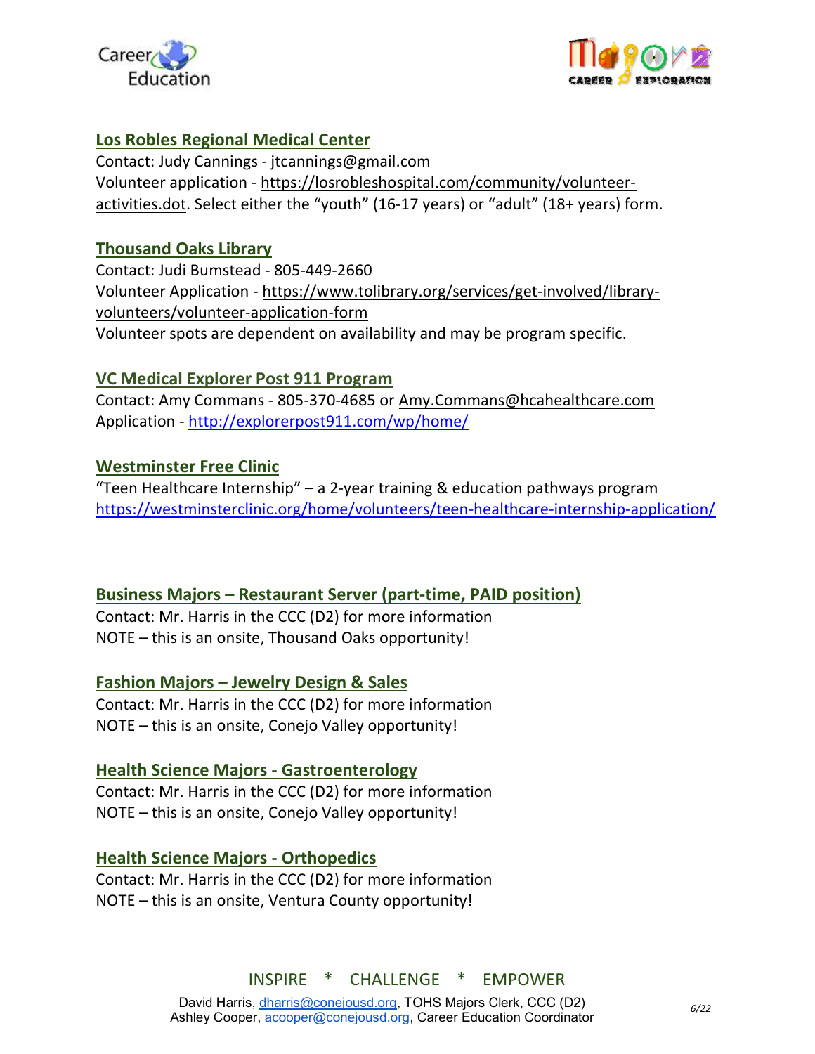### Los Robles Regional Medical Center

Contact: Judy Cannings - jtcannings@gmail.com
Volunteer application - https://losrobleshospital.com/community/volunteer-activities.dot. Select either the "youth" (16-17 years) or "adult" (18+ years) form.

### Thousand Oaks Library

Contact: Judi Bumstead - 805-449-2660
Volunteer Application - https://www.tolibrary.org/services/get-involved/library-volunteers/volunteer-application-form
Volunteer spots are dependent on availability and may be program specific.

### VC Medical Explorer Post 911 Program

Contact: Amy Commans - 805-370-4685 or Amy.Commans@hcahealthcare.com
Application - http://explorerpost911.com/wp/home/

### Westminster Free Clinic

"Teen Healthcare Internship" – a 2-year training & education pathways program
https://westminsterclinic.org/home/volunteers/teen-healthcare-internship-application/

### Business Majors – Restaurant Server (part-time, PAID position)

Contact: Mr. Harris in the CCC (D2) for more information
NOTE – this is an onsite, Thousand Oaks opportunity!

### Fashion Majors – Jewelry Design & Sales

Contact: Mr. Harris in the CCC (D2) for more information
NOTE – this is an onsite, Conejo Valley opportunity!

### Health Science Majors - Gastroenterology

Contact: Mr. Harris in the CCC (D2) for more information
NOTE – this is an onsite, Conejo Valley opportunity!

### Health Science Majors - Orthopedics

Contact: Mr. Harris in the CCC (D2) for more information
NOTE – this is an onsite, Ventura County opportunity!

INSPIRE * CHALLENGE * EMPOWER

David Harris, dharris@conejousd.org, TOHS Majors Clerk, CCC (D2)
Ashley Cooper, acooper@conejousd.org, Career Education Coordinator